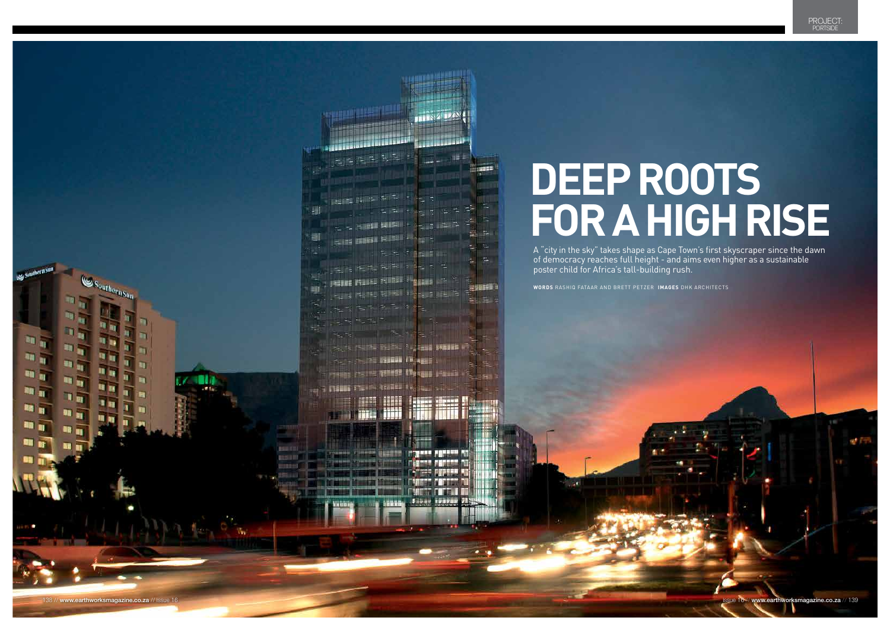# DEEP ROOTS FOR A HIGH RISE

A "city in the sky" takes shape as Cape Town's first skyscraper since the dawn of democracy reaches full height - and aims even higher as a sustainable poster child for Africa's tall-building rush.

**WORDS** RASHIQ FATAAR AND BRETT PETZER **IMAGES** DHK ARCHITECTS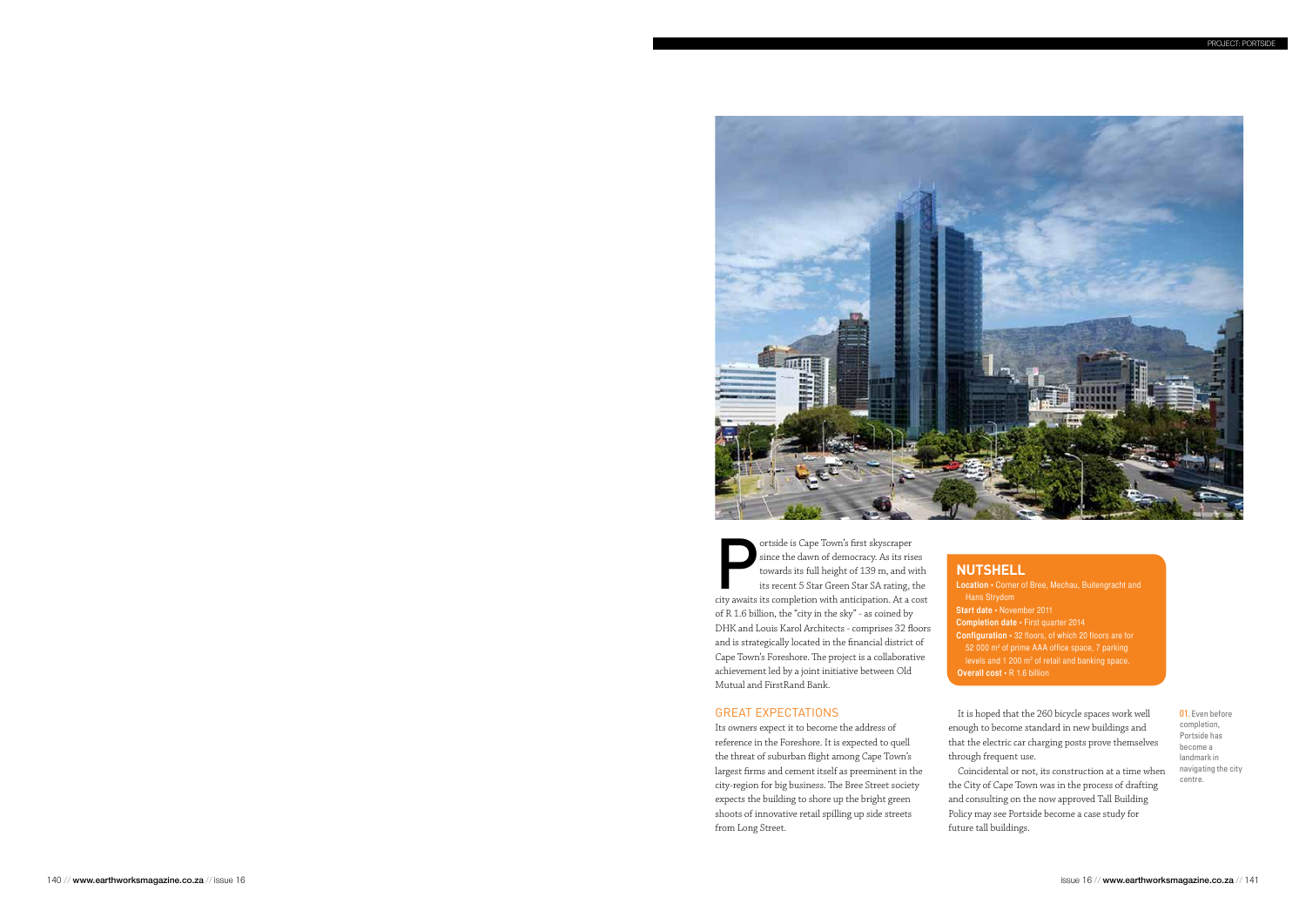Portside is Cape Town's first skyscraper since the dawn of democracy. As its rises towards its full height of 139 m, and with its recent 5 Star Green Star SA rating, the city awaits its completion with anticipation. At a cost of R 1.6 billion, the "city in the sky" - as coined by DHK and Louis Karol Architects - comprises 32 floors and is strategically located in the financial district of Cape Town's Foreshore. The project is a collaborative achievement led by a joint initiative between Old Mutual and FirstRand Bank.

## NUTSHELL

**Location** • Corner of Bree, Mechau, Buitengracht and Hans Strydom
**Start date** • November 2011
**Completion date** • First quarter 2014
**Configuration** • 32 floors, of which 20 floors are for 52 000 m² of prime AAA office space, 7 parking levels and 1 200 m² of retail and banking space.
**Overall cost** • R 1.6 billion

## GREAT EXPECTATIONS

Its owners expect it to become the address of reference in the Foreshore. It is expected to quell the threat of suburban flight among Cape Town's largest firms and cement itself as preeminent in the city-region for big business. The Bree Street society expects the building to shore up the bright green shoots of innovative retail spilling up side streets from Long Street.

It is hoped that the 260 bicycle spaces work well enough to become standard in new buildings and that the electric car charging posts prove themselves through frequent use.

Coincidental or not, its construction at a time when the City of Cape Town was in the process of drafting and consulting on the now approved Tall Building Policy may see Portside become a case study for future tall buildings.

01. Even before completion, Portside has become a landmark in navigating the city centre.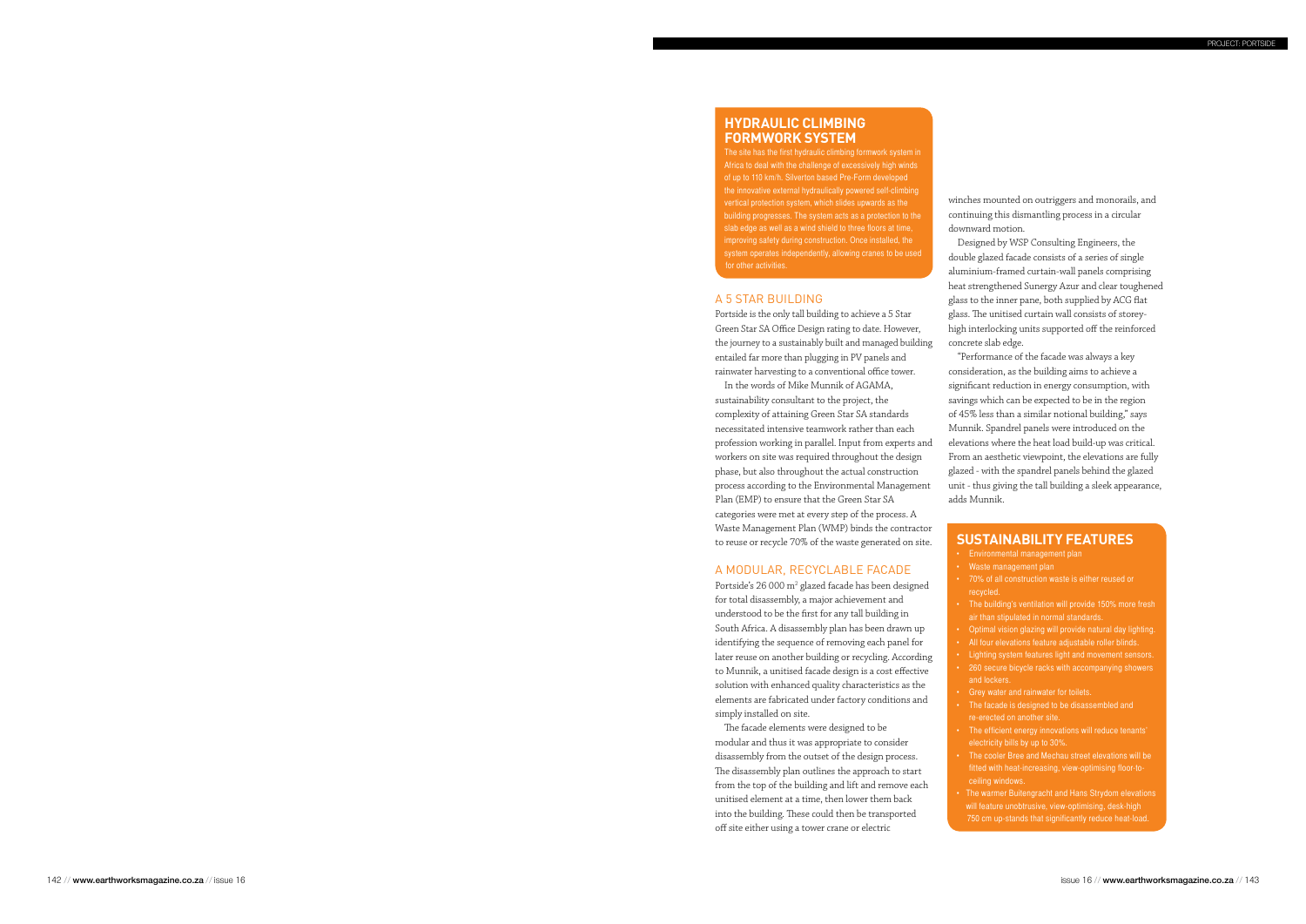## HYDRAULIC CLIMBING FORMWORK SYSTEM

The site has the first hydraulic climbing formwork system in Africa to deal with the challenge of excessively high winds of up to 110 km/h. Silverton based Pre-Form developed the innovative external hydraulically powered self-climbing vertical protection system, which slides upwards as the building progresses. The system acts as a protection to the slab edge as well as a wind shield to three floors at time, improving safety during construction. Once installed, the system operates independently, allowing cranes to be used for other activities.

## A 5 STAR BUILDING

Portside is the only tall building to achieve a 5 Star Green Star SA Office Design rating to date. However, the journey to a sustainably built and managed building entailed far more than plugging in PV panels and rainwater harvesting to a conventional office tower.

In the words of Mike Munnik of AGAMA, sustainability consultant to the project, the complexity of attaining Green Star SA standards necessitated intensive teamwork rather than each profession working in parallel. Input from experts and workers on site was required throughout the design phase, but also throughout the actual construction process according to the Environmental Management Plan (EMP) to ensure that the Green Star SA categories were met at every step of the process. A Waste Management Plan (WMP) binds the contractor to reuse or recycle 70% of the waste generated on site.

## A MODULAR, RECYCLABLE FACADE

Portside's 26 000 m$^2$ glazed facade has been designed for total disassembly, a major achievement and understood to be the first for any tall building in South Africa. A disassembly plan has been drawn up identifying the sequence of removing each panel for later reuse on another building or recycling. According to Munnik, a unitised facade design is a cost effective solution with enhanced quality characteristics as the elements are fabricated under factory conditions and simply installed on site.

The facade elements were designed to be modular and thus it was appropriate to consider disassembly from the outset of the design process. The disassembly plan outlines the approach to start from the top of the building and lift and remove each unitised element at a time, then lower them back into the building. These could then be transported off site either using a tower crane or electric winches mounted on outriggers and monorails, and continuing this dismantling process in a circular downward motion.

Designed by WSP Consulting Engineers, the double glazed facade consists of a series of single aluminium-framed curtain-wall panels comprising heat strengthened Sunergy Azur and clear toughened glass to the inner pane, both supplied by ACG flat glass. The unitised curtain wall consists of storey-high interlocking units supported off the reinforced concrete slab edge.

"Performance of the facade was always a key consideration, as the building aims to achieve a significant reduction in energy consumption, with savings which can be expected to be in the region of 45% less than a similar notional building," says Munnik. Spandrel panels were introduced on the elevations where the heat load build-up was critical. From an aesthetic viewpoint, the elevations are fully glazed - with the spandrel panels behind the glazed unit - thus giving the tall building a sleek appearance, adds Munnik.

## SUSTAINABILITY FEATURES

- Environmental management plan
- Waste management plan
- 70% of all construction waste is either reused or recycled.
- The building's ventilation will provide 150% more fresh air than stipulated in normal standards.
- Optimal vision glazing will provide natural day lighting.
- All four elevations feature adjustable roller blinds.
- Lighting system features light and movement sensors.
- 260 secure bicycle racks with accompanying showers and lockers.
- Grey water and rainwater for toilets.
- The facade is designed to be disassembled and re-erected on another site.
- The efficient energy innovations will reduce tenants' electricity bills by up to 30%.
- The cooler Bree and Mechau street elevations will be fitted with heat-increasing, view-optimising floor-to-ceiling windows.
- The warmer Buitengracht and Hans Strydom elevations will feature unobtrusive, view-optimising, desk-high 750 cm up-stands that significantly reduce heat-load.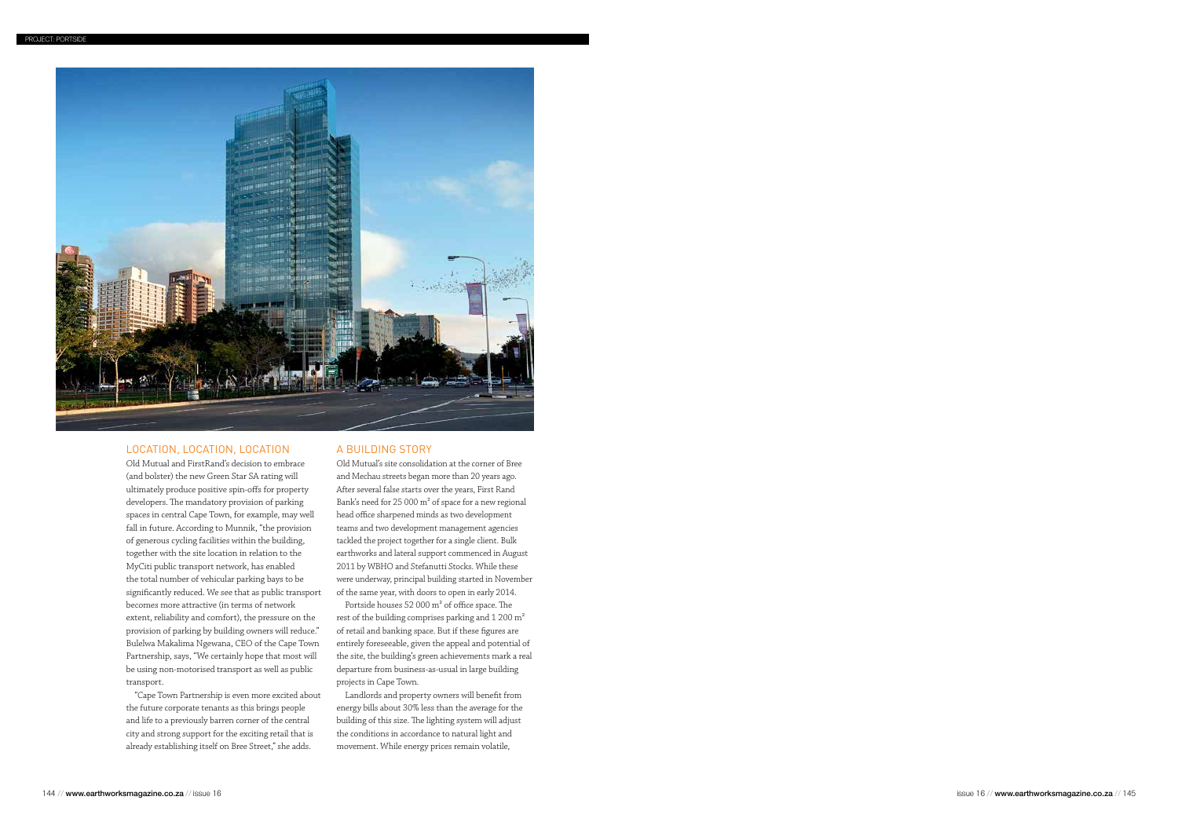## LOCATION, LOCATION, LOCATION

Old Mutual and FirstRand's decision to embrace (and bolster) the new Green Star SA rating will ultimately produce positive spin-offs for property developers. The mandatory provision of parking spaces in central Cape Town, for example, may well fall in future. According to Munnik, "the provision of generous cycling facilities within the building, together with the site location in relation to the MyCiti public transport network, has enabled the total number of vehicular parking bays to be significantly reduced. We see that as public transport becomes more attractive (in terms of network extent, reliability and comfort), the pressure on the provision of parking by building owners will reduce." Bulelwa Makalima Ngewana, CEO of the Cape Town Partnership, says, "We certainly hope that most will be using non-motorised transport as well as public transport.

"Cape Town Partnership is even more excited about the future corporate tenants as this brings people and life to a previously barren corner of the central city and strong support for the exciting retail that is already establishing itself on Bree Street," she adds.

## A BUILDING STORY

Old Mutual's site consolidation at the corner of Bree and Mechau streets began more than 20 years ago. After several false starts over the years, First Rand Bank's need for 25 000 m² of space for a new regional head office sharpened minds as two development teams and two development management agencies tackled the project together for a single client. Bulk earthworks and lateral support commenced in August 2011 by WBHO and Stefanutti Stocks. While these were underway, principal building started in November of the same year, with doors to open in early 2014.

Portside houses 52 000 m² of office space. The rest of the building comprises parking and 1 200 m² of retail and banking space. But if these figures are entirely foreseeable, given the appeal and potential of the site, the building's green achievements mark a real departure from business-as-usual in large building projects in Cape Town.

Landlords and property owners will benefit from energy bills about 30% less than the average for the building of this size. The lighting system will adjust the conditions in accordance to natural light and movement. While energy prices remain volatile,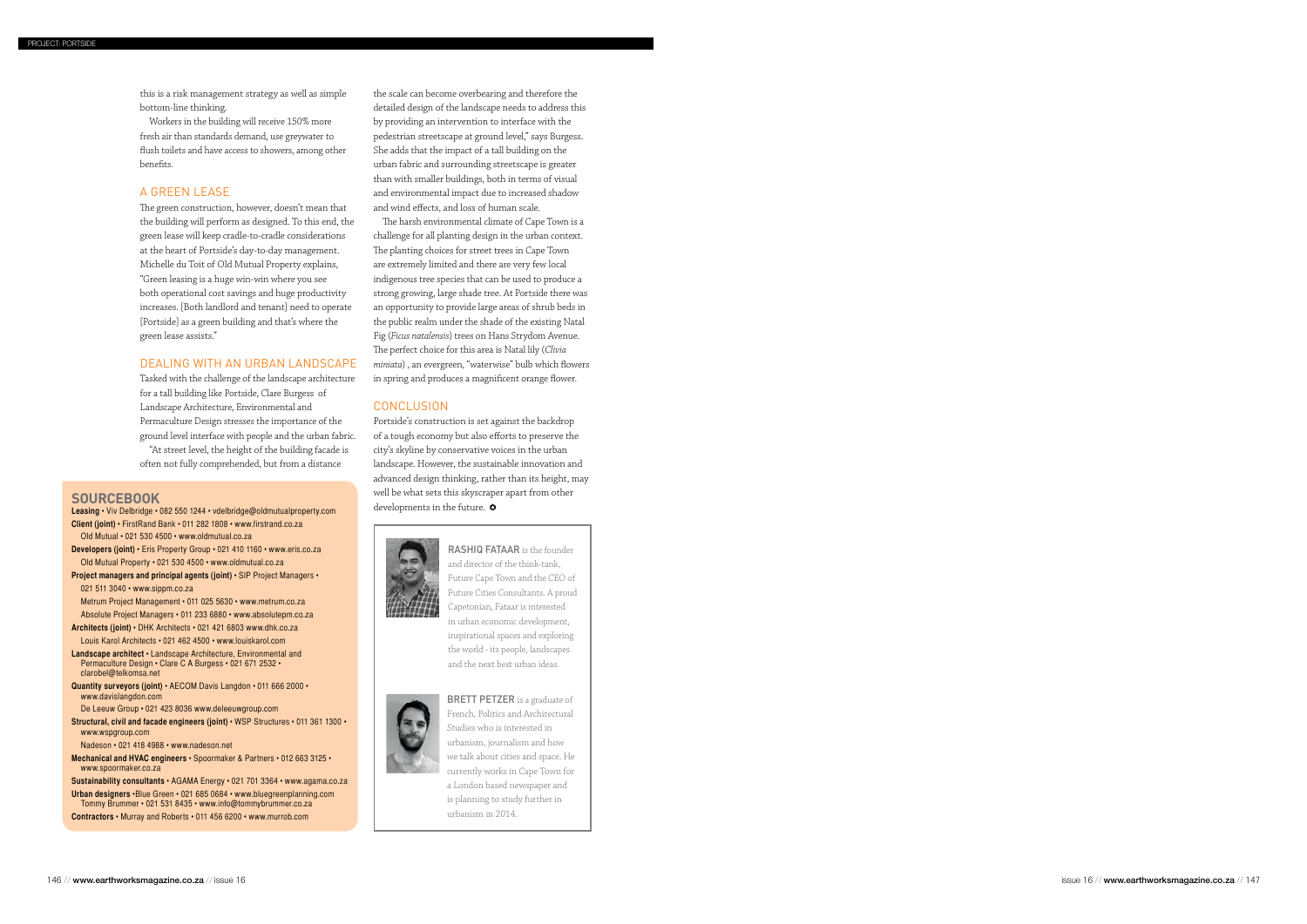this is a risk management strategy as well as simple bottom-line thinking.

Workers in the building will receive 150% more fresh air than standards demand, use greywater to flush toilets and have access to showers, among other benefits.

## A GREEN LEASE

The green construction, however, doesn't mean that the building will perform as designed. To this end, the green lease will keep cradle-to-cradle considerations at the heart of Portside's day-to-day management. Michelle du Toit of Old Mutual Property explains, "Green leasing is a huge win-win where you see both operational cost savings and huge productivity increases. [Both landlord and tenant] need to operate [Portside] as a green building and that's where the green lease assists."

## DEALING WITH AN URBAN LANDSCAPE

Tasked with the challenge of the landscape architecture for a tall building like Portside, Clare Burgess of Landscape Architecture, Environmental and Permaculture Design stresses the importance of the ground level interface with people and the urban fabric.

"At street level, the height of the building facade is often not fully comprehended, but from a distance the scale can become overbearing and therefore the detailed design of the landscape needs to address this by providing an intervention to interface with the pedestrian streetscape at ground level," says Burgess. She adds that the impact of a tall building on the urban fabric and surrounding streetscape is greater than with smaller buildings, both in terms of visual and environmental impact due to increased shadow and wind effects, and loss of human scale.

The harsh environmental climate of Cape Town is a challenge for all planting design in the urban context. The planting choices for street trees in Cape Town are extremely limited and there are very few local indigenous tree species that can be used to produce a strong growing, large shade tree. At Portside there was an opportunity to provide large areas of shrub beds in the public realm under the shade of the existing Natal Fig (*Ficus natalensis*) trees on Hans Strydom Avenue. The perfect choice for this area is Natal lily (*Clivia miniata*) , an evergreen, "waterwise" bulb which flowers in spring and produces a magnificent orange flower.

## CONCLUSION

Portside's construction is set against the backdrop of a tough economy but also efforts to preserve the city's skyline by conservative voices in the urban landscape. However, the sustainable innovation and advanced design thinking, rather than its height, may well be what sets this skyscraper apart from other developments in the future.

## SOURCEBOOK

**Leasing** • Viv Delbridge • 082 550 1244 • vdelbridge@oldmutualproperty.com
**Client (joint)** • FirstRand Bank • 011 282 1808 • www.firstrand.co.za
Old Mutual • 021 530 4500 • www.oldmutual.co.za
**Developers (joint)** • Eris Property Group • 021 410 1160 • www.eris.co.za
Old Mutual Property • 021 530 4500 • www.oldmutual.co.za
**Project managers and principal agents (joint)** • SIP Project Managers • 021 511 3040 • www.sippm.co.za
Metrum Project Management • 011 025 5630 • www.metrum.co.za
Absolute Project Managers • 011 233 6880 • www.absolutepm.co.za
**Architects (joint)** • DHK Architects • 021 421 6803 www.dhk.co.za
Louis Karol Architects • 021 462 4500 • www.louiskarol.com
**Landscape architect** • Landscape Architecture, Environmental and Permaculture Design • Clare C A Burgess • 021 671 2532 • clarobel@telkomsa.net
**Quantity surveyors (joint)** • AECOM Davis Langdon • 011 666 2000 • www.davislangdon.com
De Leeuw Group • 021 423 8036 www.deleeuwgroup.com
**Structural, civil and facade engineers (joint)** • WSP Structures • 011 361 1300 • www.wspgroup.com
Nadeson • 021 418 4988 • www.nadeson.net
**Mechanical and HVAC engineers** • Spoormaker & Partners • 012 663 3125 • www.spoormaker.co.za
**Sustainability consultants** • AGAMA Energy • 021 701 3364 • www.agama.co.za
**Urban designers** •Blue Green • 021 685 0684 • www.bluegreenplanning.com
Tommy Brummer • 021 531 8435 • www.info@tommybrummer.co.za
**Contractors** • Murray and Roberts • 011 456 6200 • www.murrob.com

**RASHIQ FATAAR** is the founder and director of the think-tank, Future Cape Town and the CEO of Future Cities Consultants. A proud Capetonian, Fataar is interested in urban economic development, inspirational spaces and exploring the world - its people, landscapes and the next best urban ideas.

**BRETT PETZER** is a graduate of French, Politics and Architectural Studies who is interested in urbanism, journalism and how we talk about cities and space. He currently works in Cape Town for a London based newspaper and is planning to study further in urbanism in 2014.